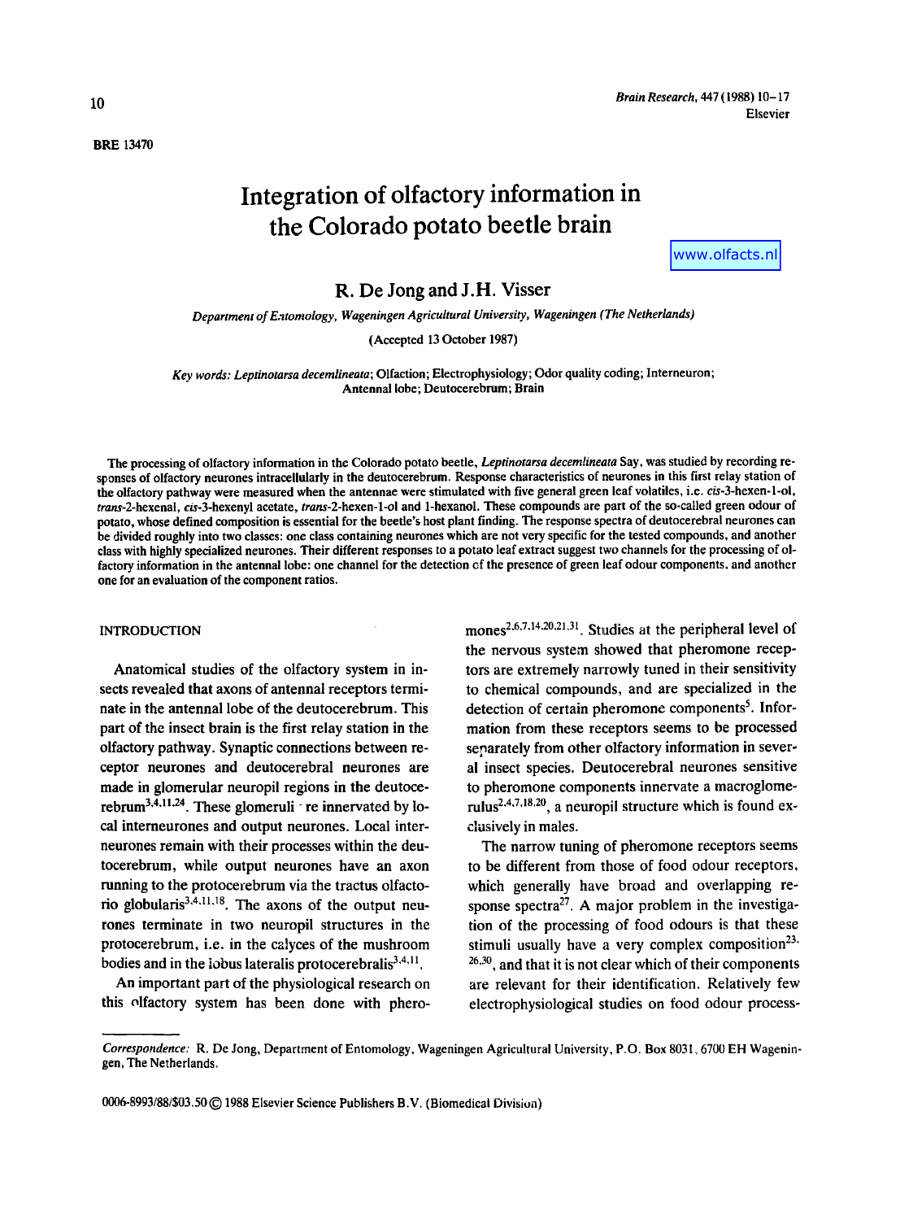BRE 13470

# Integration of olfactory information in the Colorado potato beetle brain

www.olfacts.nl

## R. De Jong and J.H. Visser

*Department of Entomology, Wageningen Agricultural University, Wageningen (The Netherlands)*

(Accepted 13 October 1987)

*Key words: Leptinotarsa decemlineata*; Olfaction; Electrophysiology; Odor quality coding; Interneuron; Antennal lobe; Deutocerebrum; Brain

The processing of olfactory information in the Colorado potato beetle, *Leptinotarsa decemlineata* Say, was studied by recording responses of olfactory neurones intracellularly in the deutocerebrum. Response characteristics of neurones in this first relay station of the olfactory pathway were measured when the antennae were stimulated with five general green leaf volatiles, i.e. *cis*-3-hexen-1-ol, *trans*-2-hexenal, *cis*-3-hexenyl acetate, *trans*-2-hexen-1-ol and 1-hexanol. These compounds are part of the so-called green odour of potato, whose defined composition is essential for the beetle's host plant finding. The response spectra of deutocerebral neurones can be divided roughly into two classes: one class containing neurones which are not very specific for the tested compounds, and another class with highly specialized neurones. Their different responses to a potato leaf extract suggest two channels for the processing of olfactory information in the antennal lobe: one channel for the detection of the presence of green leaf odour components, and another one for an evaluation of the component ratios.

## INTRODUCTION

Anatomical studies of the olfactory system in insects revealed that axons of antennal receptors terminate in the antennal lobe of the deutocerebrum. This part of the insect brain is the first relay station in the olfactory pathway. Synaptic connections between receptor neurones and deutocerebral neurones are made in glomerular neuropil regions in the deutocerebrum[3,4,11,24]. These glomeruli are innervated by local interneurones and output neurones. Local interneurones remain with their processes within the deutocerebrum, while output neurones have an axon running to the protocerebrum via the tractus olfactorio globularis[3,4,11,18]. The axons of the output neurones terminate in two neuropil structures in the protocerebrum, i.e. in the calyces of the mushroom bodies and in the lobus lateralis protocerebralis[3,4,11].

An important part of the physiological research on this olfactory system has been done with pheromones[2,6,7,14,20,21,31]. Studies at the peripheral level of the nervous system showed that pheromone receptors are extremely narrowly tuned in their sensitivity to chemical compounds, and are specialized in the detection of certain pheromone components[5]. Information from these receptors seems to be processed separately from other olfactory information in several insect species. Deutocerebral neurones sensitive to pheromone components innervate a macroglomerulus[2,4,7,18,20], a neuropil structure which is found exclusively in males.

The narrow tuning of pheromone receptors seems to be different from those of food odour receptors, which generally have broad and overlapping response spectra[27]. A major problem in the investigation of the processing of food odours is that these stimuli usually have a very complex composition[23,26,30], and that it is not clear which of their components are relevant for their identification. Relatively few electrophysiological studies on food odour process-

---

*Correspondence:* R. De Jong, Department of Entomology, Wageningen Agricultural University, P.O. Box 8031, 6700 EH Wageningen, The Netherlands.

0006-8993/88/$03.50 © 1988 Elsevier Science Publishers B.V. (Biomedical Division)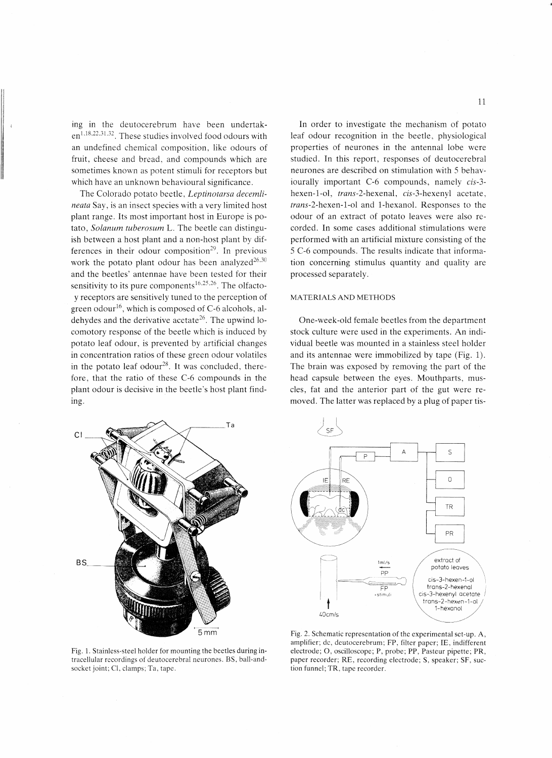ing in the deutocerebrum have been undertaken[1,18,22,31,32]. These studies involved food odours with an undefined chemical composition, like odours of fruit, cheese and bread, and compounds which are sometimes known as potent stimuli for receptors but which have an unknown behavioural significance.

The Colorado potato beetle, *Leptinotarsa decemlineata* Say, is an insect species with a very limited host plant range. Its most important host in Europe is potato, *Solanum tuberosum* L. The beetle can distinguish between a host plant and a non-host plant by differences in their odour composition[29]. In previous work the potato plant odour has been analyzed[26,30] and the beetles' antennae have been tested for their sensitivity to its pure components[16,25,26]. The olfactory receptors are sensitively tuned to the perception of green odour[16], which is composed of C-6 alcohols, aldehydes and the derivative acetate[26]. The upwind locomotory response of the beetle which is induced by potato leaf odour, is prevented by artificial changes in concentration ratios of these green odour volatiles in the potato leaf odour[28]. It was concluded, therefore, that the ratio of these C-6 compounds in the plant odour is decisive in the beetle's host plant finding.

In order to investigate the mechanism of potato leaf odour recognition in the beetle, physiological properties of neurones in the antennal lobe were studied. In this report, responses of deutocerebral neurones are described on stimulation with 5 behaviourally important C-6 compounds, namely *cis*-3-hexen-1-ol, *trans*-2-hexenal, *cis*-3-hexenyl acetate, *trans*-2-hexen-1-ol and 1-hexanol. Responses to the odour of an extract of potato leaves were also recorded. In some cases additional stimulations were performed with an artificial mixture consisting of the 5 C-6 compounds. The results indicate that information concerning stimulus quantity and quality are processed separately.

## MATERIALS AND METHODS

One-week-old female beetles from the department stock culture were used in the experiments. An individual beetle was mounted in a stainless steel holder and its antennae were immobilized by tape (Fig. 1). The brain was exposed by removing the part of the head capsule between the eyes. Mouthparts, muscles, fat and the anterior part of the gut were removed. The latter was replaced by a plug of paper tis-

Fig. 1. Stainless-steel holder for mounting the beetles during intracellular recordings of deutocerebral neurones. BS, ball-and-socket joint; Cl, clamps; Ta, tape.

Fig. 2. Schematic representation of the experimental set-up. A, amplifier; dc, deutocerebrum; FP, filter paper; IE, indifferent electrode; O, oscilloscope; P, probe; PP, Pasteur pipette; PR, paper recorder; RE, recording electrode; S, speaker; SF, suction funnel; TR, tape recorder.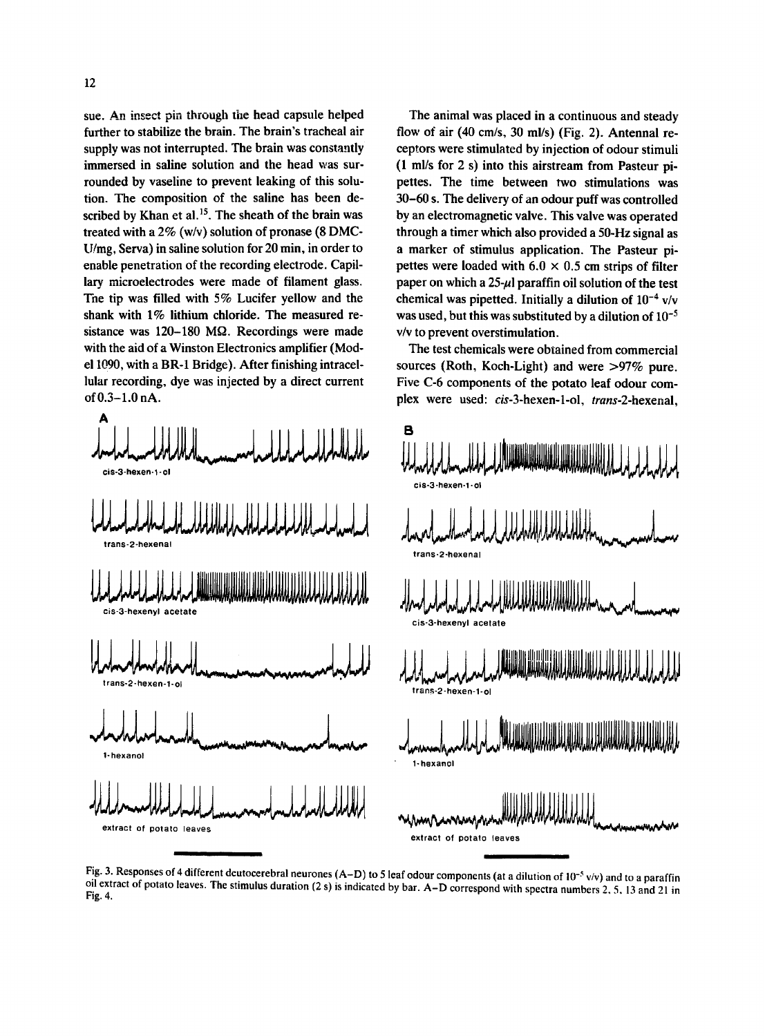sue. An insect pin through the head capsule helped further to stabilize the brain. The brain's tracheal air supply was not interrupted. The brain was constantly immersed in saline solution and the head was surrounded by vaseline to prevent leaking of this solution. The composition of the saline has been described by Khan et al.[15]. The sheath of the brain was treated with a 2% (w/v) solution of pronase (8 DMC-U/mg, Serva) in saline solution for 20 min, in order to enable penetration of the recording electrode. Capillary microelectrodes were made of filament glass. The tip was filled with 5% Lucifer yellow and the shank with 1% lithium chloride. The measured resistance was 120–180 MΩ. Recordings were made with the aid of a Winston Electronics amplifier (Model 1090, with a BR-1 Bridge). After finishing intracellular recording, dye was injected by a direct current of 0.3–1.0 nA.

The animal was placed in a continuous and steady flow of air (40 cm/s, 30 ml/s) (Fig. 2). Antennal receptors were stimulated by injection of odour stimuli (1 ml/s for 2 s) into this airstream from Pasteur pipettes. The time between two stimulations was 30–60 s. The delivery of an odour puff was controlled by an electromagnetic valve. This valve was operated through a timer which also provided a 50-Hz signal as a marker of stimulus application. The Pasteur pipettes were loaded with 6.0 × 0.5 cm strips of filter paper on which a 25-μl paraffin oil solution of the test chemical was pipetted. Initially a dilution of $10^{-4}$ v/v was used, but this was substituted by a dilution of $10^{-5}$ v/v to prevent overstimulation.

The test chemicals were obtained from commercial sources (Roth, Koch-Light) and were >97% pure. Five C-6 components of the potato leaf odour complex were used: *cis*-3-hexen-1-ol, *trans*-2-hexenal,

A: cis-3-hexen-1-ol; trans-2-hexenal; cis-3-hexenyl acetate; trans-2-hexen-1-ol; 1-hexanol; extract of potato leaves

B: cis-3-hexen-1-ol; trans-2-hexenal; cis-3-hexenyl acetate; trans-2-hexen-1-ol; 1-hexanol; extract of potato leaves

Fig. 3. Responses of 4 different deutocerebral neurones (A–D) to 5 leaf odour components (at a dilution of $10^{-5}$ v/v) and to a paraffin oil extract of potato leaves. The stimulus duration (2 s) is indicated by bar. A–D correspond with spectra numbers 2, 5, 13 and 21 in Fig. 4.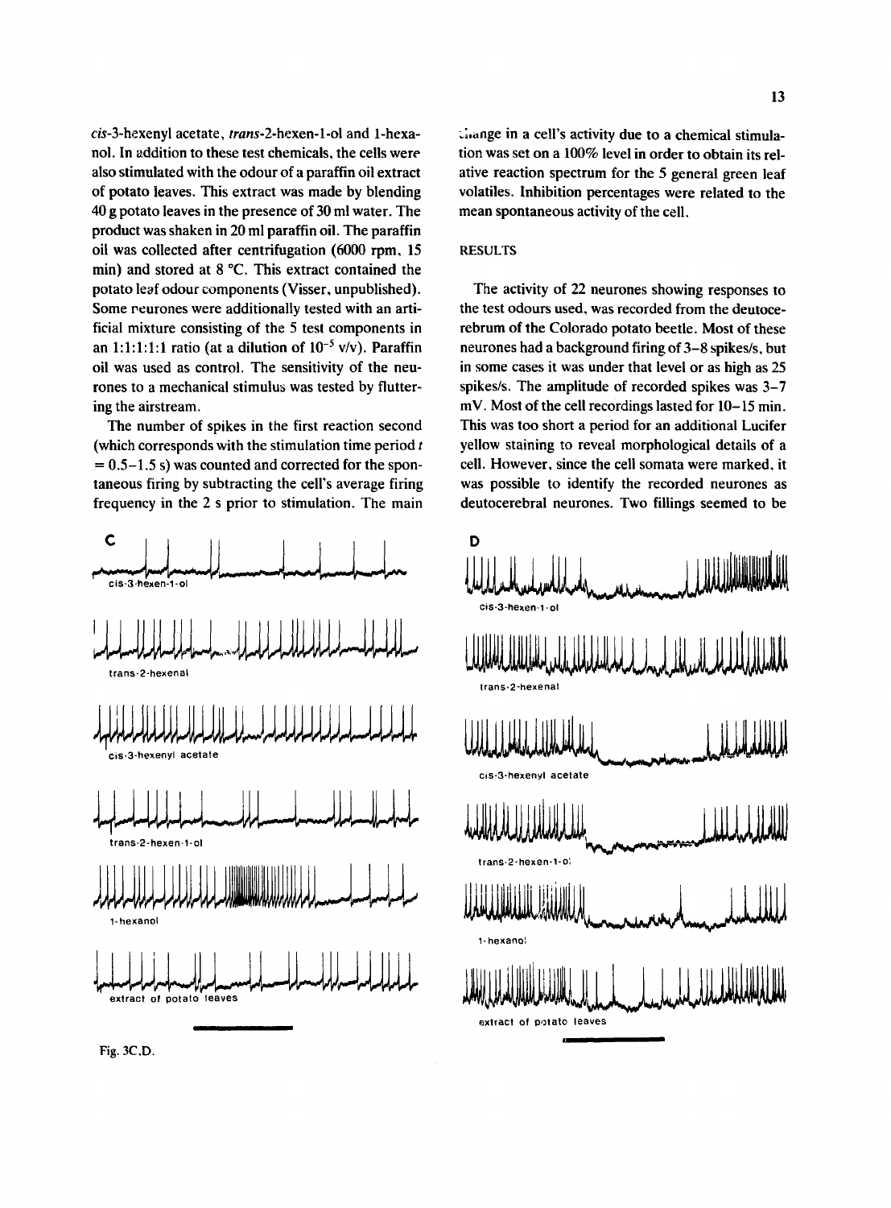*cis*-3-hexenyl acetate, *trans*-2-hexen-1-ol and 1-hexanol. In addition to these test chemicals, the cells were also stimulated with the odour of a paraffin oil extract of potato leaves. This extract was made by blending 40 g potato leaves in the presence of 30 ml water. The product was shaken in 20 ml paraffin oil. The paraffin oil was collected after centrifugation (6000 rpm, 15 min) and stored at 8 °C. This extract contained the potato leaf odour components (Visser, unpublished). Some neurones were additionally tested with an artificial mixture consisting of the 5 test components in an 1:1:1:1:1 ratio (at a dilution of $10^{-5}$ v/v). Paraffin oil was used as control. The sensitivity of the neurones to a mechanical stimulus was tested by fluttering the airstream.

The number of spikes in the first reaction second (which corresponds with the stimulation time period $t$ = 0.5–1.5 s) was counted and corrected for the spontaneous firing by subtracting the cell's average firing frequency in the 2 s prior to stimulation. The main change in a cell's activity due to a chemical stimulation was set on a 100% level in order to obtain its relative reaction spectrum for the 5 general green leaf volatiles. Inhibition percentages were related to the mean spontaneous activity of the cell.

## RESULTS

The activity of 22 neurones showing responses to the test odours used, was recorded from the deutocerebrum of the Colorado potato beetle. Most of these neurones had a background firing of 3–8 spikes/s, but in some cases it was under that level or as high as 25 spikes/s. The amplitude of recorded spikes was 3–7 mV. Most of the cell recordings lasted for 10–15 min. This was too short a period for an additional Lucifer yellow staining to reveal morphological details of a cell. However, since the cell somata were marked, it was possible to identify the recorded neurones as deutocerebral neurones. Two fillings seemed to be

C

cis-3-hexen-1-ol

trans-2-hexenal

cis-3-hexenyl acetate

trans-2-hexen-1-ol

1-hexanol

extract of potato leaves

D

cis-3-hexen-1-ol

trans-2-hexenal

cis-3-hexenyl acetate

trans-2-hexen-1-ol

1-hexanol

extract of potato leaves

Fig. 3C,D.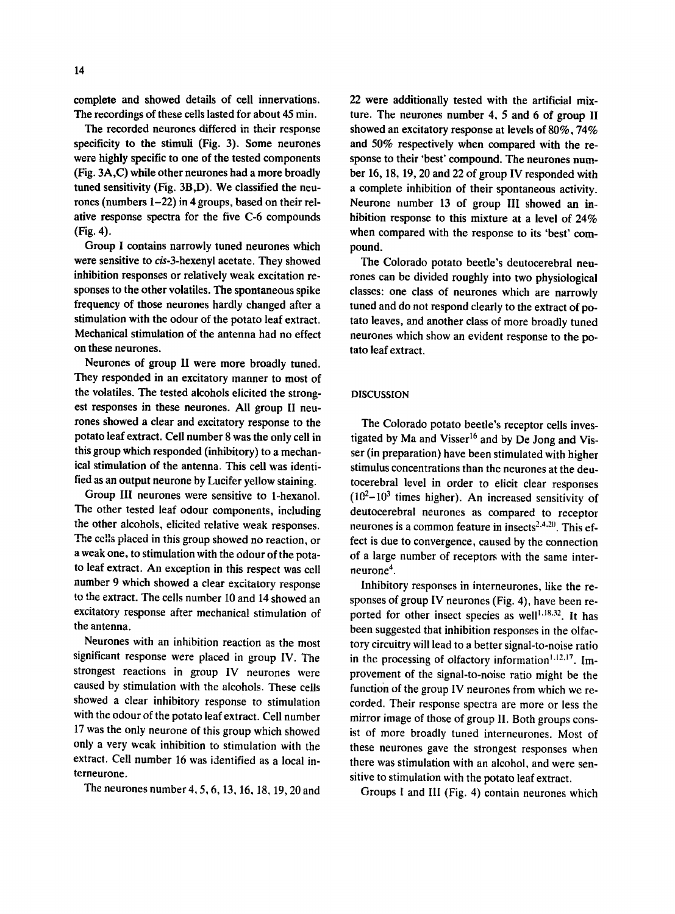complete and showed details of cell innervations. The recordings of these cells lasted for about 45 min.

The recorded neurones differed in their response specificity to the stimuli (Fig. 3). Some neurones were highly specific to one of the tested components (Fig. 3A,C) while other neurones had a more broadly tuned sensitivity (Fig. 3B,D). We classified the neurones (numbers 1–22) in 4 groups, based on their relative response spectra for the five C-6 compounds (Fig. 4).

Group I contains narrowly tuned neurones which were sensitive to *cis*-3-hexenyl acetate. They showed inhibition responses or relatively weak excitation responses to the other volatiles. The spontaneous spike frequency of those neurones hardly changed after a stimulation with the odour of the potato leaf extract. Mechanical stimulation of the antenna had no effect on these neurones.

Neurones of group II were more broadly tuned. They responded in an excitatory manner to most of the volatiles. The tested alcohols elicited the strongest responses in these neurones. All group II neurones showed a clear and excitatory response to the potato leaf extract. Cell number 8 was the only cell in this group which responded (inhibitory) to a mechanical stimulation of the antenna. This cell was identified as an output neurone by Lucifer yellow staining.

Group III neurones were sensitive to 1-hexanol. The other tested leaf odour components, including the other alcohols, elicited relative weak responses. The cells placed in this group showed no reaction, or a weak one, to stimulation with the odour of the potato leaf extract. An exception in this respect was cell number 9 which showed a clear excitatory response to the extract. The cells number 10 and 14 showed an excitatory response after mechanical stimulation of the antenna.

Neurones with an inhibition reaction as the most significant response were placed in group IV. The strongest reactions in group IV neurones were caused by stimulation with the alcohols. These cells showed a clear inhibitory response to stimulation with the odour of the potato leaf extract. Cell number 17 was the only neurone of this group which showed only a very weak inhibition to stimulation with the extract. Cell number 16 was identified as a local interneurone.

The neurones number 4, 5, 6, 13, 16, 18, 19, 20 and 22 were additionally tested with the artificial mixture. The neurones number 4, 5 and 6 of group II showed an excitatory response at levels of 80%, 74% and 50% respectively when compared with the response to their 'best' compound. The neurones number 16, 18, 19, 20 and 22 of group IV responded with a complete inhibition of their spontaneous activity. Neurone number 13 of group III showed an inhibition response to this mixture at a level of 24% when compared with the response to its 'best' compound.

The Colorado potato beetle's deutocerebral neurones can be divided roughly into two physiological classes: one class of neurones which are narrowly tuned and do not respond clearly to the extract of potato leaves, and another class of more broadly tuned neurones which show an evident response to the potato leaf extract.

## DISCUSSION

The Colorado potato beetle's receptor cells investigated by Ma and Visser[16] and by De Jong and Visser (in preparation) have been stimulated with higher stimulus concentrations than the neurones at the deutocerebral level in order to elicit clear responses ($10^2$–$10^3$ times higher). An increased sensitivity of deutocerebral neurones as compared to receptor neurones is a common feature in insects[2,4,20]. This effect is due to convergence, caused by the connection of a large number of receptors with the same interneurone[4].

Inhibitory responses in interneurones, like the responses of group IV neurones (Fig. 4), have been reported for other insect species as well[1,18,32]. It has been suggested that inhibition responses in the olfactory circuitry will lead to a better signal-to-noise ratio in the processing of olfactory information[1,12,17]. Improvement of the signal-to-noise ratio might be the function of the group IV neurones from which we recorded. Their response spectra are more or less the mirror image of those of group II. Both groups consist of more broadly tuned interneurones. Most of these neurones gave the strongest responses when there was stimulation with an alcohol, and were sensitive to stimulation with the potato leaf extract.

Groups I and III (Fig. 4) contain neurones which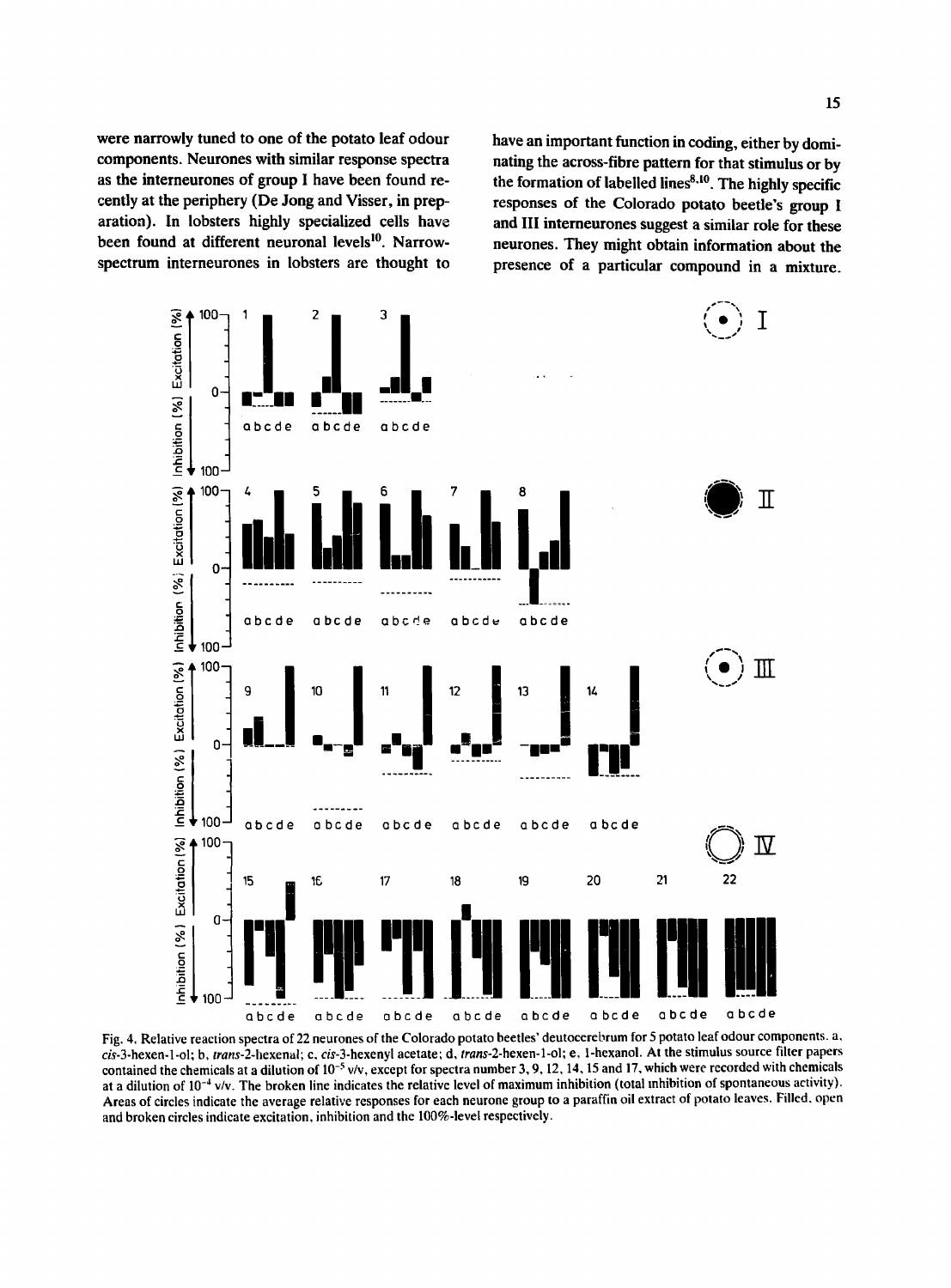were narrowly tuned to one of the potato leaf odour components. Neurones with similar response spectra as the interneurones of group I have been found recently at the periphery (De Jong and Visser, in preparation). In lobsters highly specialized cells have been found at different neuronal levels[10]. Narrow-spectrum interneurones in lobsters are thought to have an important function in coding, either by dominating the across-fibre pattern for that stimulus or by the formation of labelled lines[8,10]. The highly specific responses of the Colorado potato beetle's group I and III interneurones suggest a similar role for these neurones. They might obtain information about the presence of a particular compound in a mixture.

Fig. 4. Relative reaction spectra of 22 neurones of the Colorado potato beetles' deutocerebrum for 5 potato leaf odour components. a, *cis*-3-hexen-1-ol; b, *trans*-2-hexenal; c, *cis*-3-hexenyl acetate; d, *trans*-2-hexen-1-ol; e, 1-hexanol. At the stimulus source filter papers contained the chemicals at a dilution of $10^{-5}$ v/v, except for spectra number 3, 9, 12, 14, 15 and 17, which were recorded with chemicals at a dilution of $10^{-4}$ v/v. The broken line indicates the relative level of maximum inhibition (total inhibition of spontaneous activity). Areas of circles indicate the average relative responses for each neurone group to a paraffin oil extract of potato leaves. Filled, open and broken circles indicate excitation, inhibition and the 100%-level respectively.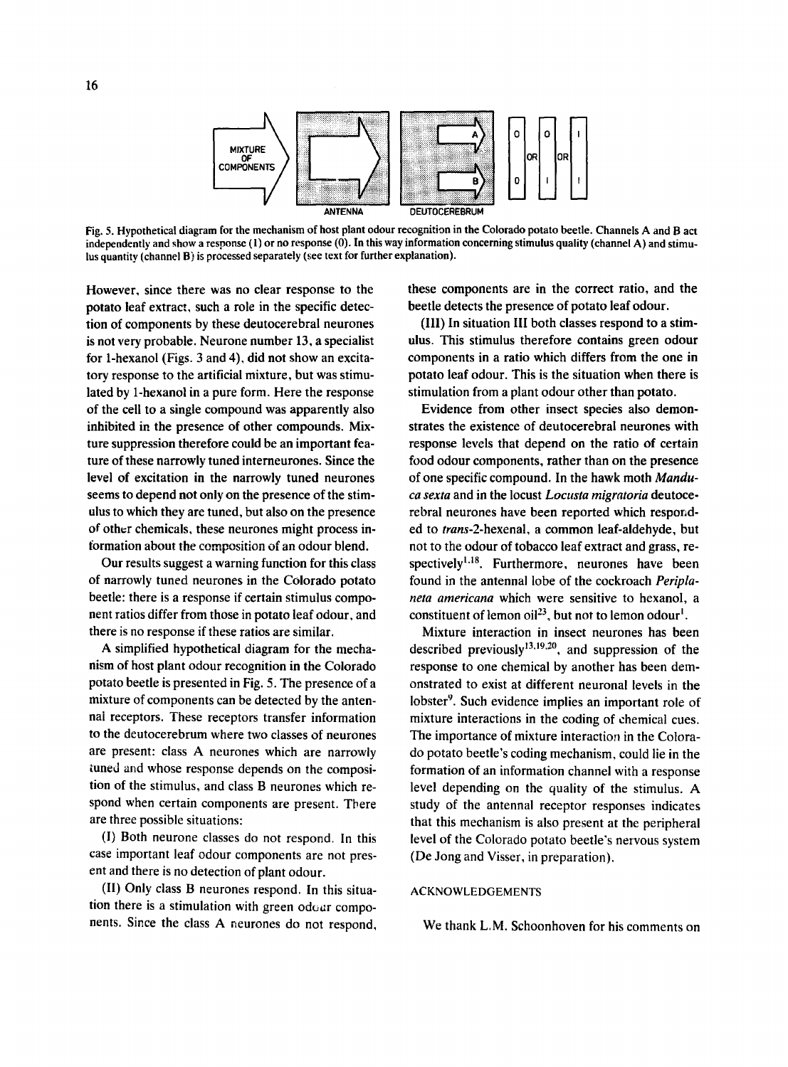MIXTURE OF COMPONENTS

ANTENNA

DEUTOCEREBRUM

A

B

0 0 OR 0 1 OR 1 1

Fig. 5. Hypothetical diagram for the mechanism of host plant odour recognition in the Colorado potato beetle. Channels A and B act independently and show a response (1) or no response (0). In this way information concerning stimulus quality (channel A) and stimulus quantity (channel B) is processed separately (see text for further explanation).

However, since there was no clear response to the potato leaf extract, such a role in the specific detection of components by these deutocerebral neurones is not very probable. Neurone number 13, a specialist for 1-hexanol (Figs. 3 and 4), did not show an excitatory response to the artificial mixture, but was stimulated by 1-hexanol in a pure form. Here the response of the cell to a single compound was apparently also inhibited in the presence of other compounds. Mixture suppression therefore could be an important feature of these narrowly tuned interneurones. Since the level of excitation in the narrowly tuned neurones seems to depend not only on the presence of the stimulus to which they are tuned, but also on the presence of other chemicals, these neurones might process information about the composition of an odour blend.

Our results suggest a warning function for this class of narrowly tuned neurones in the Colorado potato beetle: there is a response if certain stimulus component ratios differ from those in potato leaf odour, and there is no response if these ratios are similar.

A simplified hypothetical diagram for the mechanism of host plant odour recognition in the Colorado potato beetle is presented in Fig. 5. The presence of a mixture of components can be detected by the antennal receptors. These receptors transfer information to the deutocerebrum where two classes of neurones are present: class A neurones which are narrowly tuned and whose response depends on the composition of the stimulus, and class B neurones which respond when certain components are present. There are three possible situations:

(I) Both neurone classes do not respond. In this case important leaf odour components are not present and there is no detection of plant odour.

(II) Only class B neurones respond. In this situation there is a stimulation with green odour components. Since the class A neurones do not respond, these components are in the correct ratio, and the beetle detects the presence of potato leaf odour.

(III) In situation III both classes respond to a stimulus. This stimulus therefore contains green odour components in a ratio which differs from the one in potato leaf odour. This is the situation when there is stimulation from a plant odour other than potato.

Evidence from other insect species also demonstrates the existence of deutocerebral neurones with response levels that depend on the ratio of certain food odour components, rather than on the presence of one specific compound. In the hawk moth *Manduca sexta* and in the locust *Locusta migratoria* deutocerebral neurones have been reported which responded to *trans*-2-hexenal, a common leaf-aldehyde, but not to the odour of tobacco leaf extract and grass, respectively[1,18]. Furthermore, neurones have been found in the antennal lobe of the cockroach *Periplaneta americana* which were sensitive to hexanol, a constituent of lemon oil[23], but not to lemon odour[1].

Mixture interaction in insect neurones has been described previously[13,19,20], and suppression of the response to one chemical by another has been demonstrated to exist at different neuronal levels in the lobster[9]. Such evidence implies an important role of mixture interactions in the coding of chemical cues. The importance of mixture interaction in the Colorado potato beetle's coding mechanism, could lie in the formation of an information channel with a response level depending on the quality of the stimulus. A study of the antennal receptor responses indicates that this mechanism is also present at the peripheral level of the Colorado potato beetle's nervous system (De Jong and Visser, in preparation).

## ACKNOWLEDGEMENTS

We thank L.M. Schoonhoven for his comments on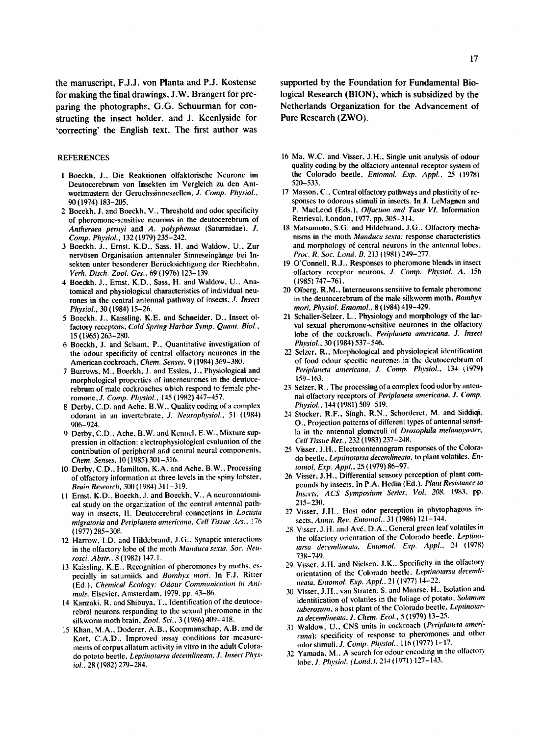the manuscript, F.J.J. von Planta and P.J. Kostense for making the final drawings, J.W. Brangert for preparing the photographs, G.G. Schuurman for constructing the insect holder, and J. Keenlyside for 'correcting' the English text. The first author was supported by the Foundation for Fundamental Biological Research (BION), which is subsidized by the Netherlands Organization for the Advancement of Pure Research (ZWO).

## REFERENCES

1 Boeckh, J., Die Reaktionen olfaktorische Neurone im Deutocerebrum von Insekten im Vergleich zu den Antwortmustern der Geruchssinneszellen, *J. Comp. Physiol.*, 90 (1974) 183–205.

2 Boeckh, J. and Boeckh, V., Threshold and odor specificity of pheromone-sensitive neurons in the deutocerebrum of *Antheraea pernyi* and *A. polyphemus* (Saturnidae), *J. Comp. Physiol.*, 132 (1979) 235–242.

3 Boeckh, J., Ernst, K.D., Sass, H. and Waldow, U., Zur nervösen Organisation antennaler Sinneseingänge bei Insekten unter besonderer Berücksichtigung der Riechbahn, *Verh. Dtsch. Zool. Ges.*, 69 (1976) 123–139.

4 Boeckh, J., Ernst, K.D., Sass, H. and Waldow, U., Anatomical and physiological characteristics of individual neurones in the central antennal pathway of insects, *J. Insect Physiol.*, 30 (1984) 15–26.

5 Boeckh, J., Kaissling, K.E. and Schneider, D., Insect olfactory receptors, *Cold Spring Harbor Symp. Quant. Biol.*, 15 (1965) 263–280.

6 Boeckh, J. and Selsam, P., Quantitative investigation of the odour specificity of central olfactory neurones in the American cockroach, *Chem. Senses*, 9 (1984) 369–380.

7 Burrows, M., Boeckh, J. and Esslen, J., Physiological and morphological properties of interneurones in the deutocerebrum of male cockroaches which respond to female pheromone, *J. Comp. Physiol.*, 145 (1982) 447–457.

8 Derby, C.D. and Ache, B.W., Quality coding of a complex odorant in an invertebrate, *J. Neurophysiol.*, 51 (1984) 906–924.

9 Derby, C.D., Ache, B.W. and Kennel, E.W., Mixture suppression in olfaction: electrophysiological evaluation of the contribution of peripheral and central neural components, *Chem. Senses*, 10 (1985) 301–316.

10 Derby, C.D., Hamilton, K.A. and Ache, B.W., Processing of olfactory information at three levels in the spiny lobster, *Brain Research*, 300 (1984) 311–319.

11 Ernst, K.D., Boeckh, J. and Boeckh, V., A neuroanatomical study on the organization of the central antennal pathway in insects, II. Deutocerebral connections in *Locusta migratoria* and *Periplaneta americana*, *Cell Tissue Res.*, 176 (1977) 285–308.

12 Harrow, I.D. and Hildebrand, J.G., Synaptic interactions in the olfactory lobe of the moth *Manduca sexta*, *Soc. Neurosci. Abstr.*, 8 (1982) 147.1.

13 Kaissling, K.E., Recognition of pheromones by moths, especially in saturniids and *Bombyx mori*. In F.J. Ritter (Ed.), *Chemical Ecology: Odour Communication in Animals*, Elsevier, Amsterdam, 1979, pp. 43–86.

14 Kanzaki, R. and Shibuya, T., Identification of the deutocerebral neurons responding to the sexual pheromone in the silkworm moth brain, *Zool. Sci.*, 3 (1986) 409–418.

15 Khan, M.A., Doderer, A.B., Koopmanschap, A.B. and de Kort, C.A.D., Improved assay conditions for measurements of corpus allatum activity in vitro in the adult Colorado potato beetle, *Leptinotarsa decemlineata*, *J. Insect Physiol.*, 28 (1982) 279–284.

16 Ma, W.C. and Visser, J.H., Single unit analysis of odour quality coding by the olfactory antennal receptor system of the Colorado beetle, *Entomol. Exp. Appl.*, 25 (1978) 520–533.

17 Masson, C., Central olfactory pathways and plasticity of responses to odorous stimuli in insects. In J. LeMagnen and P. MacLeod (Eds.), *Olfaction and Taste VI*, Information Retrieval, London, 1977, pp. 305–314.

18 Matsumoto, S.G. and Hildebrand, J.G., Olfactory mechanisms in the moth *Manduca sexta*: response characteristics and morphology of central neurons in the antennal lobes, *Proc. R. Soc. Lond. B*, 213 (1981) 249–277.

19 O'Connell, R.J., Responses to pheromone blends in insect olfactory receptor neurons, *J. Comp. Physiol. A*, 156 (1985) 747–761.

20 Olberg, R.M., Interneurons sensitive to female pheromone in the deutocerebrum of the male silkworm moth, *Bombyx mori*, *Physiol. Entomol.*, 8 (1984) 419–429.

21 Schaller-Selzer, L., Physiology and morphology of the larval sexual pheromone-sensitive neurones in the olfactory lobe of the cockroach, *Periplaneta americana*, *J. Insect Physiol.*, 30 (1984) 537–546.

22 Selzer, R., Morphological and physiological identification of food odour specific neurones in the deutocerebrum of *Periplaneta americana*, *J. Comp. Physiol.*, 134 (1979) 159–163.

23 Selzer, R., The processing of a complex food odor by antennal olfactory receptors of *Periplaneta americana*, *J. Comp. Physiol.*, 144 (1981) 509–519.

24 Stocker, R.F., Singh, R.N., Schorderet, M. and Siddiqi, O., Projection patterns of different types of antennal sensilla in the antennal glomeruli of *Drosophila melanogaster*, *Cell Tissue Res.*, 232 (1983) 237–248.

25 Visser, J.H., Electroantennogram responses of the Colorado beetle, *Leptinotarsa decemlineata*, to plant volatiles, *Entomol. Exp. Appl.*, 25 (1979) 86–97.

26 Visser, J.H., Differential sensory perception of plant compounds by insects. In P.A. Hedin (Ed.), *Plant Resistance to Insects, ACS Symposium Series, Vol. 208*, 1983, pp. 215–230.

27 Visser, J.H., Host odor perception in phytophagous insects, *Annu. Rev. Entomol.*, 31 (1986) 121–144.

28 Visser, J.H. and Avé, D.A., General green leaf volatiles in the olfactory orientation of the Colorado beetle, *Leptinotarsa decemlineata*, *Entomol. Exp. Appl.*, 24 (1978) 738–749.

29 Visser, J.H. and Nielsen, J.K., Specificity in the olfactory orientation of the Colorado beetle, *Leptinotarsa decemlineata*, *Entomol. Exp. Appl.*, 21 (1977) 14–22.

30 Visser, J.H., van Straten, S. and Maarse, H., Isolation and identification of volatiles in the foliage of potato, *Solanum tuberosum*, a host plant of the Colorado beetle, *Leptinotarsa decemlineata*, *J. Chem. Ecol.*, 5 (1979) 13–25.

31 Waldow, U., CNS units in cockroach (*Periplaneta americana*): specificity of response to pheromones and other odor stimuli, *J. Comp. Physiol.*, 116 (1977) 1–17.

32 Yamada, M., A search for odour encoding in the olfactory lobe, *J. Physiol. (Lond.)*, 214 (1971) 127–143.